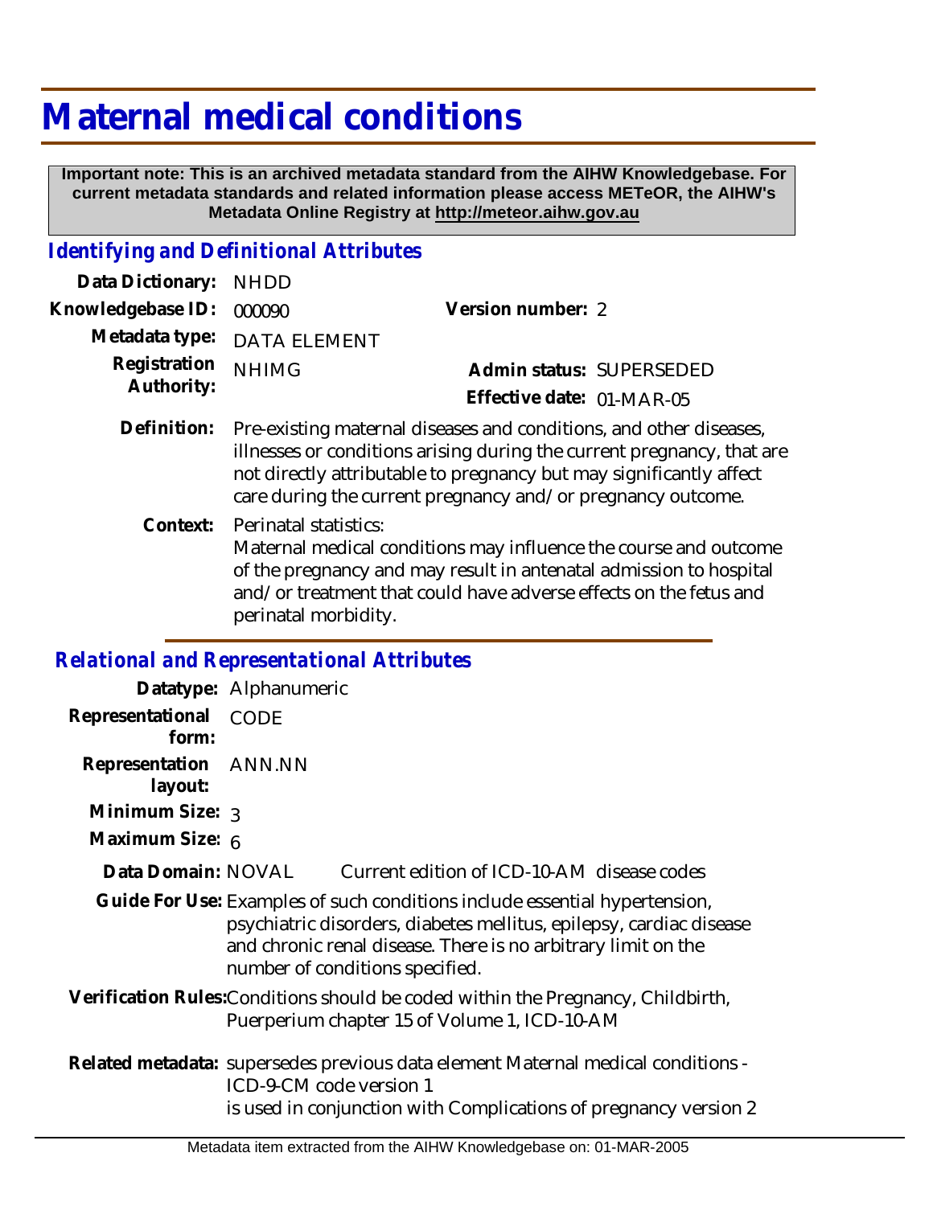# Maternal medical conditions

**Important note: This is an archived metadata standard from the AIHW Knowledgebase. For current metadata standards and related information please access METeOR, the AIHW's Metadata Online Registry at http://meteor.aihw.gov.au**

## *Identifying and Definitional Attributes*

**Data Dictionary:** NHDD

**Knowledgebase ID:** 000090

**Version number:** 2

**Metadata type:** DATA ELEMENT

**Registration Authority:** NHIMG

**Admin status:** SUPERSEDED

**Effective date:** 01-MAR-05

**Definition:** Pre-existing maternal diseases and conditions, and other diseases, illnesses or conditions arising during the current pregnancy, that are not directly attributable to pregnancy but may significantly affect care during the current pregnancy and/or pregnancy outcome.

**Context:** Perinatal statistics:
Maternal medical conditions may influence the course and outcome of the pregnancy and may result in antenatal admission to hospital and/or treatment that could have adverse effects on the fetus and perinatal morbidity.

## *Relational and Representational Attributes*

**Datatype:** Alphanumeric

**Representational form:** CODE

**Representation layout:** ANN.NN

**Minimum Size:** 3

**Maximum Size:** 6

**Data Domain:** NOVAL Current edition of ICD-10-AM disease codes

**Guide For Use:** Examples of such conditions include essential hypertension, psychiatric disorders, diabetes mellitus, epilepsy, cardiac disease and chronic renal disease. There is no arbitrary limit on the number of conditions specified.

**Verification Rules:** Conditions should be coded within the Pregnancy, Childbirth, Puerperium chapter 15 of Volume 1, ICD-10-AM

**Related metadata:** supersedes previous data element Maternal medical conditions - ICD-9-CM code version 1
is used in conjunction with Complications of pregnancy version 2

Metadata item extracted from the AIHW Knowledgebase on: 01-MAR-2005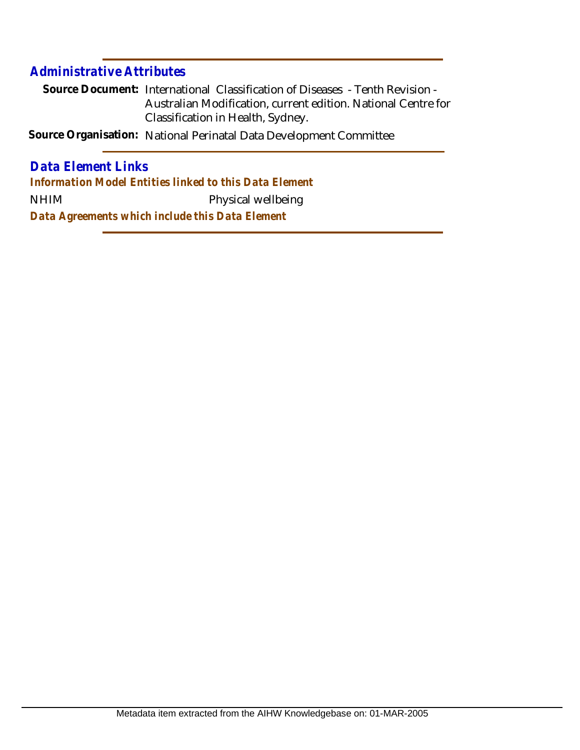## Administrative Attributes

**Source Document:** International Classification of Diseases - Tenth Revision - Australian Modification, current edition. National Centre for Classification in Health, Sydney.

**Source Organisation:** National Perinatal Data Development Committee

## Data Element Links

### *Information Model Entities linked to this Data Element*

NHIM Physical wellbeing

### *Data Agreements which include this Data Element*

Metadata item extracted from the AIHW Knowledgebase on: 01-MAR-2005